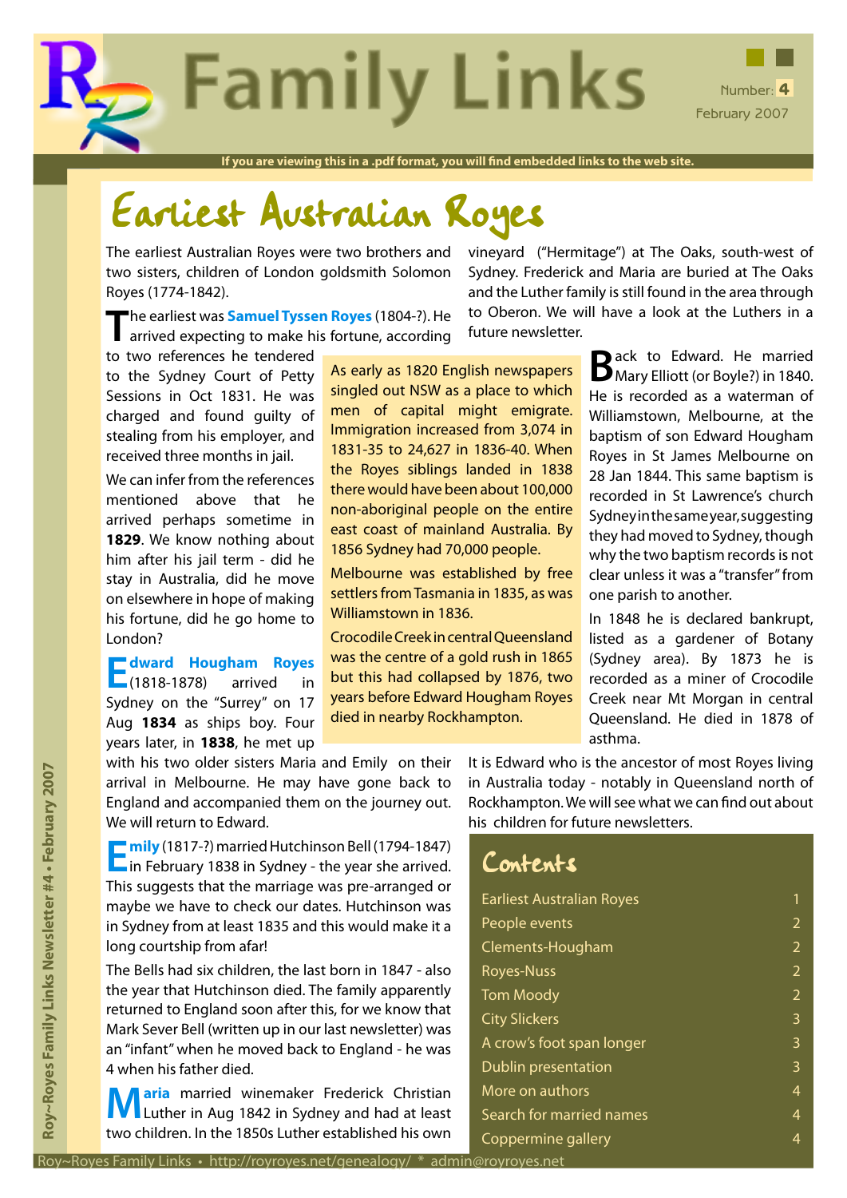# Family Links

Number: 4
February 2007

**If you are viewing this in a .pdf format, you will find embedded links to the web site.**

## Earliest Australian Royes

The earliest Australian Royes were two brothers and two sisters, children of London goldsmith Solomon Royes (1774-1842).

The earliest was **Samuel Tyssen Royes** (1804-?). He arrived expecting to make his fortune, according to two references he tendered to the Sydney Court of Petty Sessions in Oct 1831. He was charged and found guilty of stealing from his employer, and received three months in jail.

We can infer from the references mentioned above that he arrived perhaps sometime in **1829**. We know nothing about him after his jail term - did he stay in Australia, did he move on elsewhere in hope of making his fortune, did he go home to London?

**Edward Hougham Royes** (1818-1878) arrived in Sydney on the "Surrey" on 17 Aug **1834** as ships boy. Four years later, in **1838**, he met up with his two older sisters Maria and Emily on their arrival in Melbourne. He may have gone back to England and accompanied them on the journey out. We will return to Edward.

**Emily** (1817-?) married Hutchinson Bell (1794-1847) in February 1838 in Sydney - the year she arrived. This suggests that the marriage was pre-arranged or maybe we have to check our dates. Hutchinson was in Sydney from at least 1835 and this would make it a long courtship from afar!

The Bells had six children, the last born in 1847 - also the year that Hutchinson died. The family apparently returned to England soon after this, for we know that Mark Sever Bell (written up in our last newsletter) was an "infant" when he moved back to England - he was 4 when his father died.

**Maria** married winemaker Frederick Christian Luther in Aug 1842 in Sydney and had at least two children. In the 1850s Luther established his own vineyard ("Hermitage") at The Oaks, south-west of Sydney. Frederick and Maria are buried at The Oaks and the Luther family is still found in the area through to Oberon. We will have a look at the Luthers in a future newsletter.

> As early as 1820 English newspapers singled out NSW as a place to which men of capital might emigrate. Immigration increased from 3,074 in 1831-35 to 24,627 in 1836-40. When the Royes siblings landed in 1838 there would have been about 100,000 non-aboriginal people on the entire east coast of mainland Australia. By 1856 Sydney had 70,000 people.
>
> Melbourne was established by free settlers from Tasmania in 1835, as was Williamstown in 1836.
>
> Crocodile Creek in central Queensland was the centre of a gold rush in 1865 but this had collapsed by 1876, two years before Edward Hougham Royes died in nearby Rockhampton.

Back to Edward. He married Mary Elliott (or Boyle?) in 1840. He is recorded as a waterman of Williamstown, Melbourne, at the baptism of son Edward Hougham Royes in St James Melbourne on 28 Jan 1844. This same baptism is recorded in St Lawrence's church Sydney in the same year, suggesting they had moved to Sydney, though why the two baptism records is not clear unless it was a "transfer" from one parish to another.

In 1848 he is declared bankrupt, listed as a gardener of Botany (Sydney area). By 1873 he is recorded as a miner of Crocodile Creek near Mt Morgan in central Queensland. He died in 1878 of asthma.

It is Edward who is the ancestor of most Royes living in Australia today - notably in Queensland north of Rockhampton. We will see what we can find out about his children for future newsletters.

## Contents

| | |
|---|---|
| Earliest Australian Royes | 1 |
| People events | 2 |
| Clements-Hougham | 2 |
| Royes-Nuss | 2 |
| Tom Moody | 2 |
| City Slickers | 3 |
| A crow's foot span longer | 3 |
| Dublin presentation | 3 |
| More on authors | 4 |
| Search for married names | 4 |
| Coppermine gallery | 4 |

Roy~Royes Family Links • http://royroyes.net/genealogy/ * admin@royroyes.net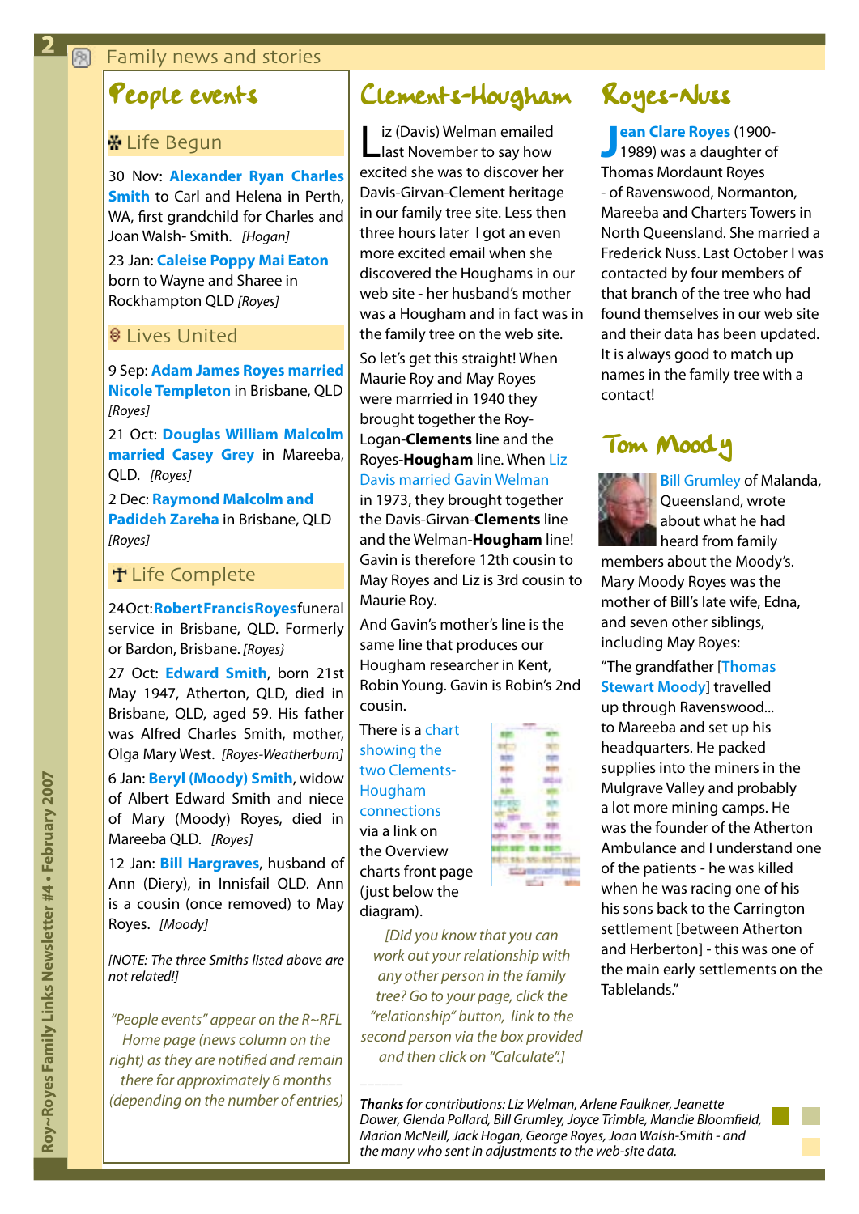## Family news and stories

# People events

### ✽ Life Begun

30 Nov: **Alexander Ryan Charles Smith** to Carl and Helena in Perth, WA, first grandchild for Charles and Joan Walsh- Smith. *[Hogan]*

23 Jan: **Caleise Poppy Mai Eaton** born to Wayne and Sharee in Rockhampton QLD *[Royes]*

### Lives United

9 Sep: **Adam James Royes married Nicole Templeton** in Brisbane, QLD *[Royes]*

21 Oct: **Douglas William Malcolm married Casey Grey** in Mareeba, QLD. *[Royes]*

2 Dec: **Raymond Malcolm and Padideh Zareha** in Brisbane, QLD *[Royes]*

### Life Complete

24 Oct: **Robert Francis Royes** funeral service in Brisbane, QLD. Formerly or Bardon, Brisbane. *[Royes}*

27 Oct: **Edward Smith**, born 21st May 1947, Atherton, QLD, died in Brisbane, QLD, aged 59. His father was Alfred Charles Smith, mother, Olga Mary West. *[Royes-Weatherburn]*

6 Jan: **Beryl (Moody) Smith**, widow of Albert Edward Smith and niece of Mary (Moody) Royes, died in Mareeba QLD. *[Royes]*

12 Jan: **Bill Hargraves**, husband of Ann (Diery), in Innisfail QLD. Ann is a cousin (once removed) to May Royes. *[Moody]*

*[NOTE: The three Smiths listed above are not related!]*

*"People events" appear on the R~RFL Home page (news column on the right) as they are notified and remain there for approximately 6 months (depending on the number of entries)*

# Clements-Hougham

Liz (Davis) Welman emailed last November to say how excited she was to discover her Davis-Girvan-Clement heritage in our family tree site. Less then three hours later I got an even more excited email when she discovered the Houghams in our web site - her husband's mother was a Hougham and in fact was in the family tree on the web site.

So let's get this straight! When Maurie Roy and May Royes were marrried in 1940 they brought together the Roy-Logan-**Clements** line and the Royes-**Hougham** line. When Liz Davis married Gavin Welman in 1973, they brought together the Davis-Girvan-**Clements** line and the Welman-**Hougham** line! Gavin is therefore 12th cousin to May Royes and Liz is 3rd cousin to Maurie Roy.

And Gavin's mother's line is the same line that produces our Hougham researcher in Kent, Robin Young. Gavin is Robin's 2nd cousin.

There is a chart showing the two Clements-Hougham connections via a link on the Overview charts front page (just below the diagram).

*[Did you know that you can work out your relationship with any other person in the family tree? Go to your page, click the "relationship" button, link to the second person via the box provided and then click on "Calculate".]*

# Royes-Nuss

**Jean Clare Royes** (1900-1989) was a daughter of Thomas Mordaunt Royes - of Ravenswood, Normanton, Mareeba and Charters Towers in North Queensland. She married a Frederick Nuss. Last October I was contacted by four members of that branch of the tree who had found themselves in our web site and their data has been updated. It is always good to match up names in the family tree with a contact!

# Tom Moody

Bill Grumley of Malanda, Queensland, wrote about what he had heard from family members about the Moody's. Mary Moody Royes was the mother of Bill's late wife, Edna, and seven other siblings, including May Royes:

"The grandfather [Thomas Stewart Moody] travelled up through Ravenswood... to Mareeba and set up his headquarters. He packed supplies into the miners in the Mulgrave Valley and probably a lot more mining camps. He was the founder of the Atherton Ambulance and I understand one of the patients - he was killed when he was racing one of his his sons back to the Carrington settlement [between Atherton and Herberton] - this was one of the main early settlements on the Tablelands."

______

***Thanks** for contributions: Liz Welman, Arlene Faulkner, Jeanette Dower, Glenda Pollard, Bill Grumley, Joyce Trimble, Mandie Bloomfield, Marion McNeill, Jack Hogan, George Royes, Joan Walsh-Smith - and the many who sent in adjustments to the web-site data.*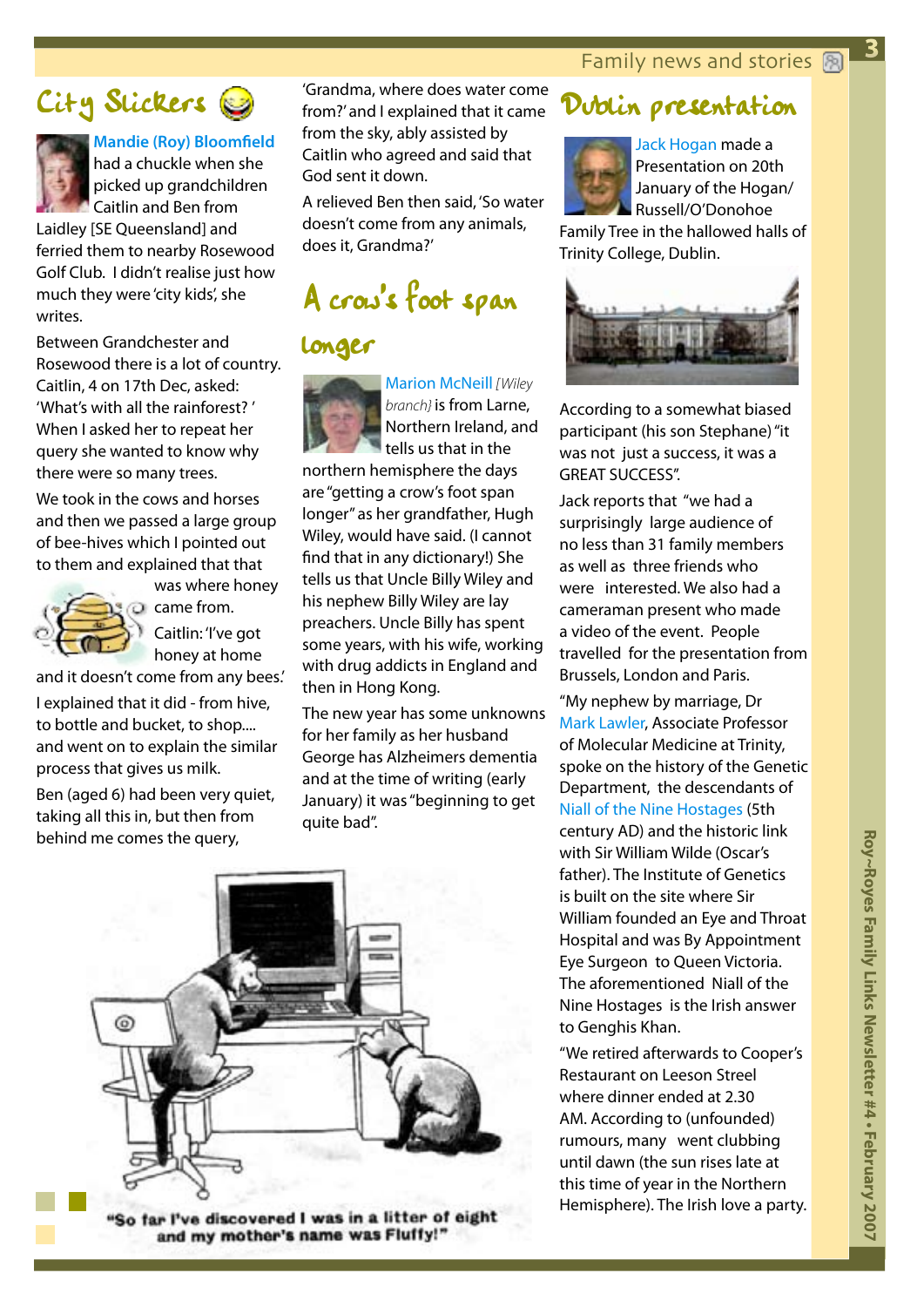## City Slickers

**Mandie (Roy) Bloomfield** had a chuckle when she picked up grandchildren Caitlin and Ben from Laidley [SE Queensland] and ferried them to nearby Rosewood Golf Club. I didn't realise just how much they were 'city kids', she writes.

Between Grandchester and Rosewood there is a lot of country. Caitlin, 4 on 17th Dec, asked: 'What's with all the rainforest? ' When I asked her to repeat her query she wanted to know why there were so many trees.

We took in the cows and horses and then we passed a large group of bee-hives which I pointed out to them and explained that that was where honey came from.

Caitlin: 'I've got honey at home and it doesn't come from any bees.'

I explained that it did - from hive, to bottle and bucket, to shop.... and went on to explain the similar process that gives us milk.

Ben (aged 6) had been very quiet, taking all this in, but then from behind me comes the query, 'Grandma, where does water come from?' and I explained that it came from the sky, ably assisted by Caitlin who agreed and said that God sent it down.

A relieved Ben then said, 'So water doesn't come from any animals, does it, Grandma?'

## A crow's foot span longer

Marion McNeill *[Wiley branch]* is from Larne, Northern Ireland, and tells us that in the northern hemisphere the days are "getting a crow's foot span longer" as her grandfather, Hugh Wiley, would have said. (I cannot find that in any dictionary!) She tells us that Uncle Billy Wiley and his nephew Billy Wiley are lay preachers. Uncle Billy has spent some years, with his wife, working with drug addicts in England and then in Hong Kong.

The new year has some unknowns for her family as her husband George has Alzheimers dementia and at the time of writing (early January) it was "beginning to get quite bad".

"So far I've discovered I was in a litter of eight and my mother's name was Fluffy!"

## Dublin presentation

Jack Hogan made a Presentation on 20th January of the Hogan/ Russell/O'Donohoe Family Tree in the hallowed halls of Trinity College, Dublin.

According to a somewhat biased participant (his son Stephane) "it was not just a success, it was a GREAT SUCCESS".

Jack reports that "we had a surprisingly large audience of no less than 31 family members as well as three friends who were interested. We also had a cameraman present who made a video of the event. People travelled for the presentation from Brussels, London and Paris.

"My nephew by marriage, Dr Mark Lawler, Associate Professor of Molecular Medicine at Trinity, spoke on the history of the Genetic Department, the descendants of Niall of the Nine Hostages (5th century AD) and the historic link with Sir William Wilde (Oscar's father). The Institute of Genetics is built on the site where Sir William founded an Eye and Throat Hospital and was By Appointment Eye Surgeon to Queen Victoria. The aforementioned Niall of the Nine Hostages is the Irish answer to Genghis Khan.

"We retired afterwards to Cooper's Restaurant on Leeson Streel where dinner ended at 2.30 AM. According to (unfounded) rumours, many went clubbing until dawn (the sun rises late at this time of year in the Northern Hemisphere). The Irish love a party.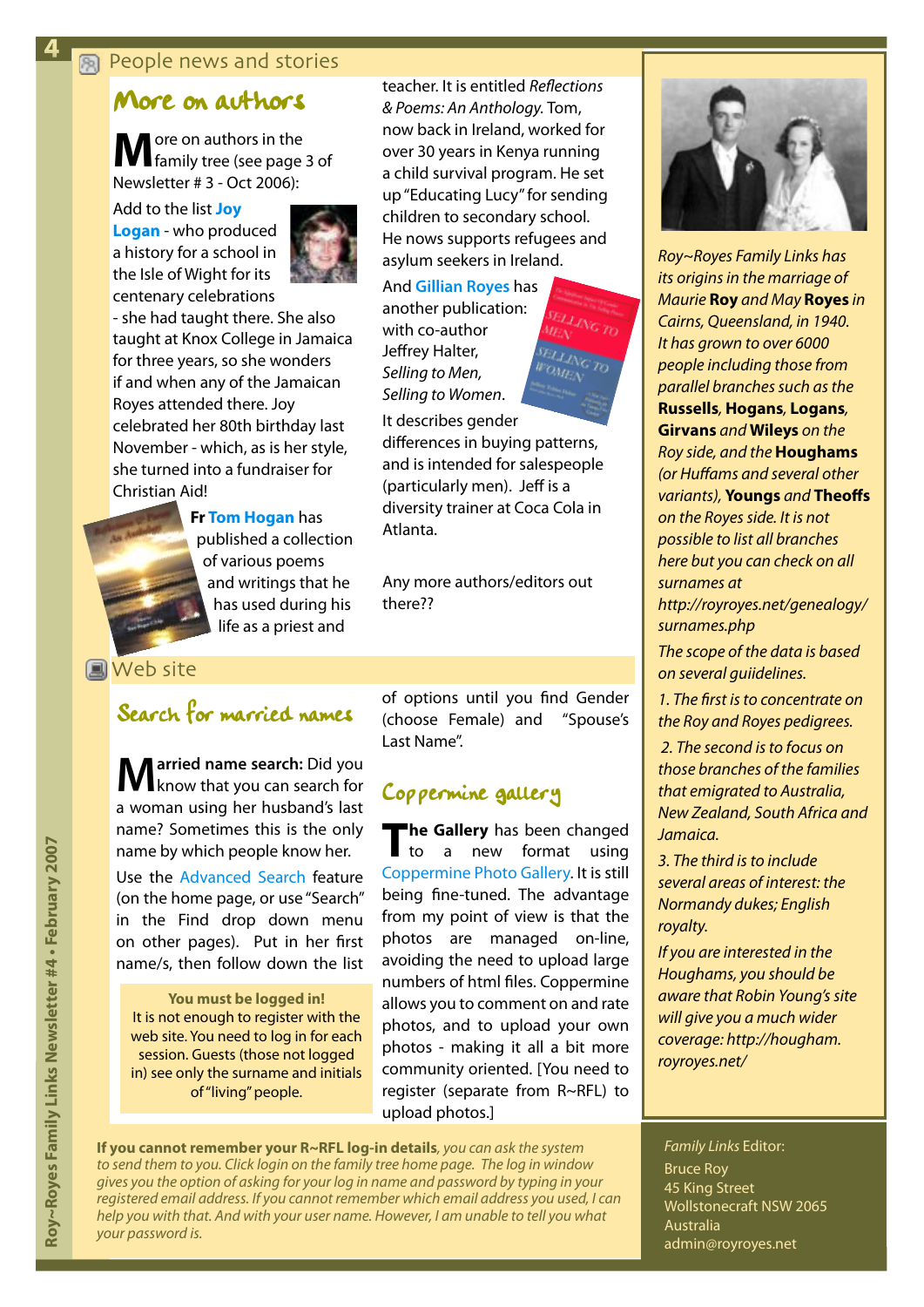## People news and stories

### More on authors

More on authors in the family tree (see page 3 of Newsletter # 3 - Oct 2006):

Add to the list **Joy Logan** - who produced a history for a school in the Isle of Wight for its centenary celebrations - she had taught there. She also taught at Knox College in Jamaica for three years, so she wonders if and when any of the Jamaican Royes attended there. Joy celebrated her 80th birthday last November - which, as is her style, she turned into a fundraiser for Christian Aid!

**Fr Tom Hogan** has published a collection of various poems and writings that he has used during his life as a priest and teacher. It is entitled *Reflections & Poems: An Anthology*. Tom, now back in Ireland, worked for over 30 years in Kenya running a child survival program. He set up "Educating Lucy" for sending children to secondary school. He nows supports refugees and asylum seekers in Ireland.

And **Gillian Royes** has another publication: with co-author Jeffrey Halter, *Selling to Men, Selling to Women*. It describes gender differences in buying patterns, and is intended for salespeople (particularly men). Jeff is a diversity trainer at Coca Cola in Atlanta.

Any more authors/editors out there??

*Roy~Royes Family Links has its origins in the marriage of Maurie* ***Roy*** *and May* ***Royes*** *in Cairns, Queensland, in 1940. It has grown to over 6000 people including those from parallel branches such as the* ***Russells***, ***Hogans***, ***Logans***, ***Girvans*** *and* ***Wileys*** *on the Roy side, and the* ***Houghams*** *(or Huffams and several other variants),* ***Youngs*** *and* ***Theoffs*** *on the Royes side. It is not possible to list all branches here but you can check on all surnames at http://royroyes.net/genealogy/surnames.php*

*The scope of the data is based on several guiidelines.*

*1. The first is to concentrate on the Roy and Royes pedigrees.*

*2. The second is to focus on those branches of the families that emigrated to Australia, New Zealand, South Africa and Jamaica.*

*3. The third is to include several areas of interest: the Normandy dukes; English royalty.*

*If you are interested in the Houghams, you should be aware that Robin Young's site will give you a much wider coverage: http://hougham.royroyes.net/*

## Web site

### Search for married names

**Married name search:** Did you know that you can search for a woman using her husband's last name? Sometimes this is the only name by which people know her.

Use the Advanced Search feature (on the home page, or use "Search" in the Find drop down menu on other pages). Put in her first name/s, then follow down the list of options until you find Gender (choose Female) and "Spouse's Last Name".

**You must be logged in!**
It is not enough to register with the web site. You need to log in for each session. Guests (those not logged in) see only the surname and initials of "living" people.

### Coppermine gallery

**The Gallery** has been changed to a new format using Coppermine Photo Gallery. It is still being fine-tuned. The advantage from my point of view is that the photos are managed on-line, avoiding the need to upload large numbers of html files. Coppermine allows you to comment on and rate photos, and to upload your own photos - making it all a bit more community oriented. [You need to register (separate from R~RFL) to upload photos.]

**If you cannot remember your R~RFL log-in details**, *you can ask the system to send them to you. Click login on the family tree home page. The log in window gives you the option of asking for your log in name and password by typing in your registered email address. If you cannot remember which email address you used, I can help you with that. And with your user name. However, I am unable to tell you what your password is.*

*Family Links* Editor:
Bruce Roy
45 King Street
Wollstonecraft NSW 2065
Australia
admin@royroyes.net